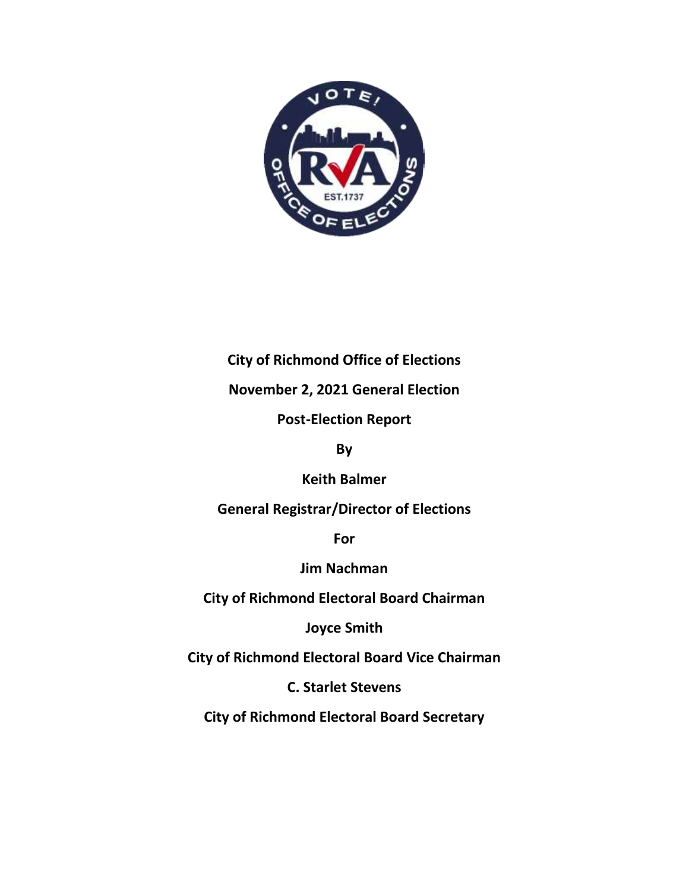**City of Richmond Office of Elections**

**November 2, 2021 General Election**

**Post-Election Report**

**By**

**Keith Balmer**

**General Registrar/Director of Elections**

**For**

**Jim Nachman**

**City of Richmond Electoral Board Chairman**

**Joyce Smith**

**City of Richmond Electoral Board Vice Chairman**

**C. Starlet Stevens**

**City of Richmond Electoral Board Secretary**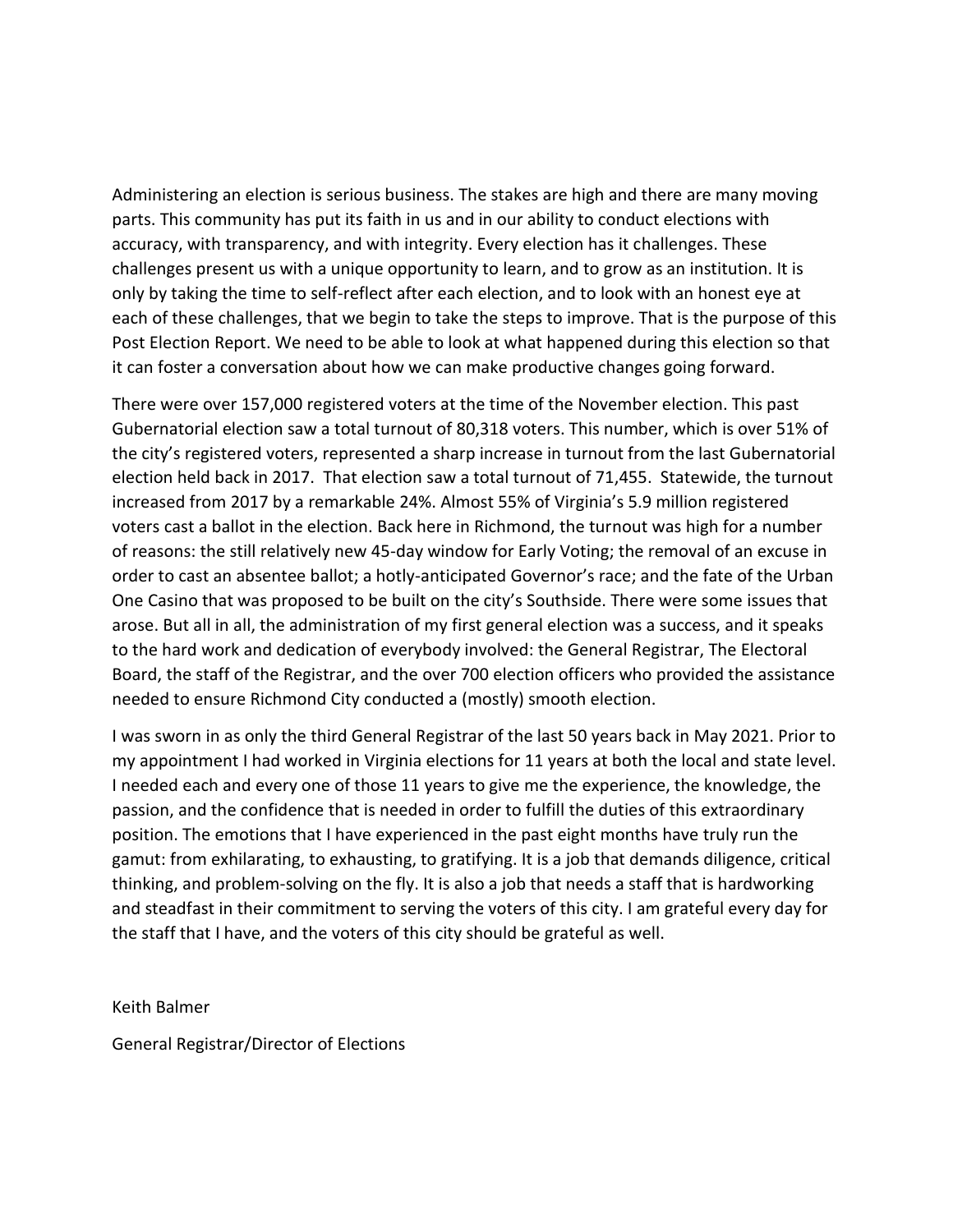Administering an election is serious business. The stakes are high and there are many moving parts. This community has put its faith in us and in our ability to conduct elections with accuracy, with transparency, and with integrity. Every election has it challenges. These challenges present us with a unique opportunity to learn, and to grow as an institution. It is only by taking the time to self-reflect after each election, and to look with an honest eye at each of these challenges, that we begin to take the steps to improve. That is the purpose of this Post Election Report. We need to be able to look at what happened during this election so that it can foster a conversation about how we can make productive changes going forward.

There were over 157,000 registered voters at the time of the November election. This past Gubernatorial election saw a total turnout of 80,318 voters. This number, which is over 51% of the city's registered voters, represented a sharp increase in turnout from the last Gubernatorial election held back in 2017. That election saw a total turnout of 71,455. Statewide, the turnout increased from 2017 by a remarkable 24%. Almost 55% of Virginia's 5.9 million registered voters cast a ballot in the election. Back here in Richmond, the turnout was high for a number of reasons: the still relatively new 45-day window for Early Voting; the removal of an excuse in order to cast an absentee ballot; a hotly-anticipated Governor's race; and the fate of the Urban One Casino that was proposed to be built on the city's Southside. There were some issues that arose. But all in all, the administration of my first general election was a success, and it speaks to the hard work and dedication of everybody involved: the General Registrar, The Electoral Board, the staff of the Registrar, and the over 700 election officers who provided the assistance needed to ensure Richmond City conducted a (mostly) smooth election.

I was sworn in as only the third General Registrar of the last 50 years back in May 2021. Prior to my appointment I had worked in Virginia elections for 11 years at both the local and state level. I needed each and every one of those 11 years to give me the experience, the knowledge, the passion, and the confidence that is needed in order to fulfill the duties of this extraordinary position. The emotions that I have experienced in the past eight months have truly run the gamut: from exhilarating, to exhausting, to gratifying. It is a job that demands diligence, critical thinking, and problem-solving on the fly. It is also a job that needs a staff that is hardworking and steadfast in their commitment to serving the voters of this city. I am grateful every day for the staff that I have, and the voters of this city should be grateful as well.

Keith Balmer

General Registrar/Director of Elections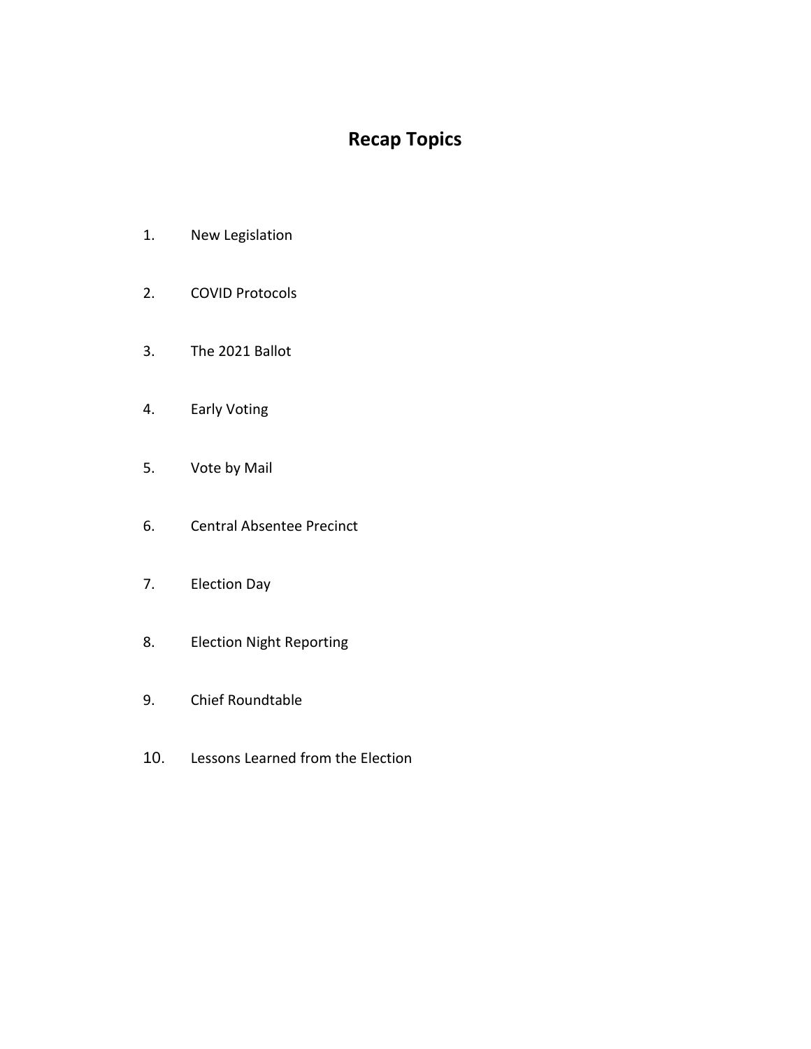# Recap Topics

1. New Legislation
2. COVID Protocols
3. The 2021 Ballot
4. Early Voting
5. Vote by Mail
6. Central Absentee Precinct
7. Election Day
8. Election Night Reporting
9. Chief Roundtable
10. Lessons Learned from the Election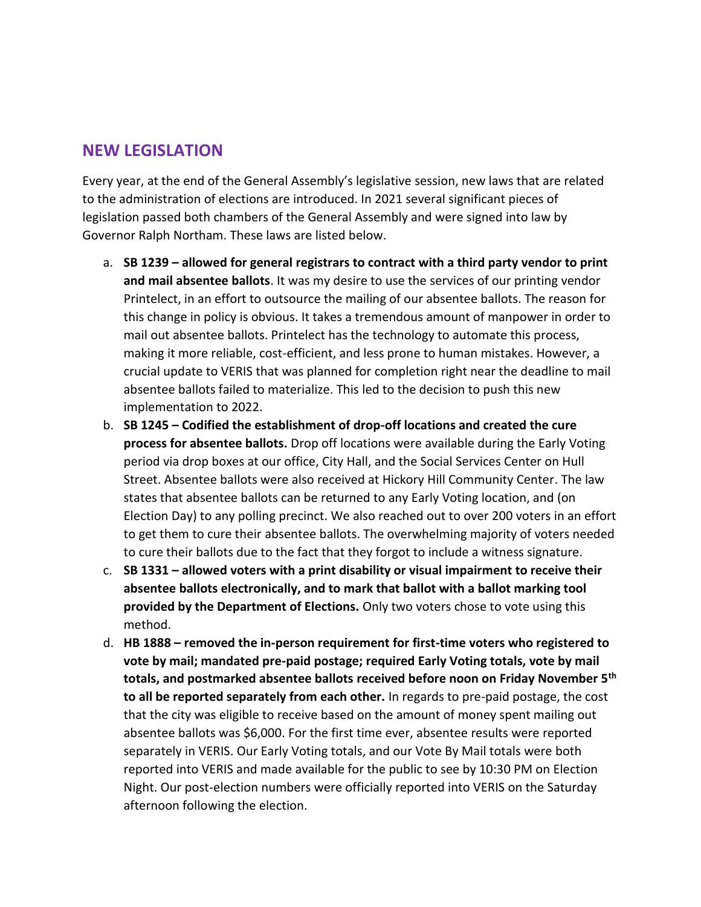## NEW LEGISLATION

Every year, at the end of the General Assembly's legislative session, new laws that are related to the administration of elections are introduced. In 2021 several significant pieces of legislation passed both chambers of the General Assembly and were signed into law by Governor Ralph Northam. These laws are listed below.

a. **SB 1239 – allowed for general registrars to contract with a third party vendor to print and mail absentee ballots**. It was my desire to use the services of our printing vendor Printelect, in an effort to outsource the mailing of our absentee ballots. The reason for this change in policy is obvious. It takes a tremendous amount of manpower in order to mail out absentee ballots. Printelect has the technology to automate this process, making it more reliable, cost-efficient, and less prone to human mistakes. However, a crucial update to VERIS that was planned for completion right near the deadline to mail absentee ballots failed to materialize. This led to the decision to push this new implementation to 2022.

b. **SB 1245 – Codified the establishment of drop-off locations and created the cure process for absentee ballots.** Drop off locations were available during the Early Voting period via drop boxes at our office, City Hall, and the Social Services Center on Hull Street. Absentee ballots were also received at Hickory Hill Community Center. The law states that absentee ballots can be returned to any Early Voting location, and (on Election Day) to any polling precinct. We also reached out to over 200 voters in an effort to get them to cure their absentee ballots. The overwhelming majority of voters needed to cure their ballots due to the fact that they forgot to include a witness signature.

c. **SB 1331 – allowed voters with a print disability or visual impairment to receive their absentee ballots electronically, and to mark that ballot with a ballot marking tool provided by the Department of Elections.** Only two voters chose to vote using this method.

d. **HB 1888 – removed the in-person requirement for first-time voters who registered to vote by mail; mandated pre-paid postage; required Early Voting totals, vote by mail totals, and postmarked absentee ballots received before noon on Friday November 5th to all be reported separately from each other.** In regards to pre-paid postage, the cost that the city was eligible to receive based on the amount of money spent mailing out absentee ballots was $6,000. For the first time ever, absentee results were reported separately in VERIS. Our Early Voting totals, and our Vote By Mail totals were both reported into VERIS and made available for the public to see by 10:30 PM on Election Night. Our post-election numbers were officially reported into VERIS on the Saturday afternoon following the election.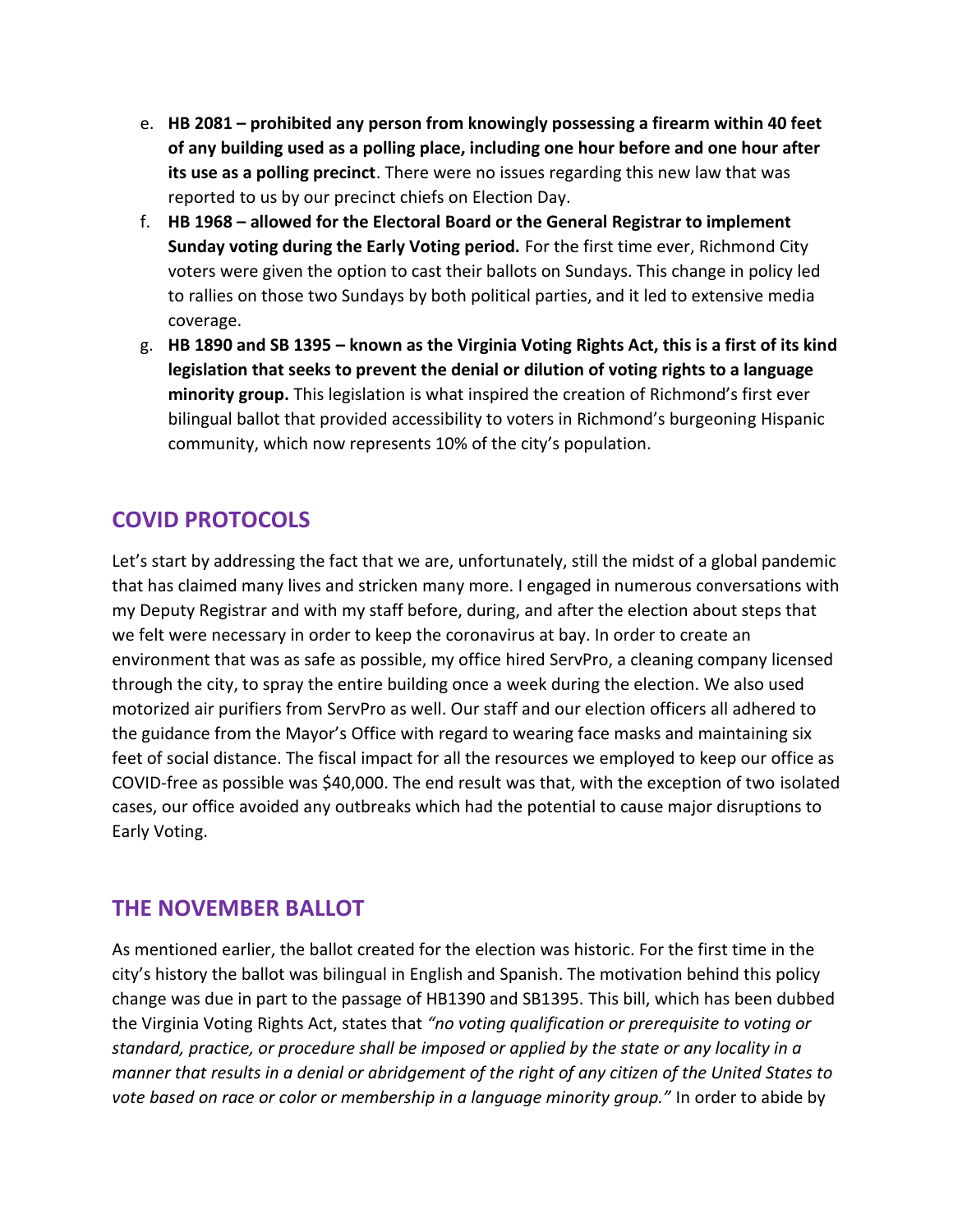e. **HB 2081 – prohibited any person from knowingly possessing a firearm within 40 feet of any building used as a polling place, including one hour before and one hour after its use as a polling precinct**. There were no issues regarding this new law that was reported to us by our precinct chiefs on Election Day.

f. **HB 1968 – allowed for the Electoral Board or the General Registrar to implement Sunday voting during the Early Voting period.** For the first time ever, Richmond City voters were given the option to cast their ballots on Sundays. This change in policy led to rallies on those two Sundays by both political parties, and it led to extensive media coverage.

g. **HB 1890 and SB 1395 – known as the Virginia Voting Rights Act, this is a first of its kind legislation that seeks to prevent the denial or dilution of voting rights to a language minority group.** This legislation is what inspired the creation of Richmond's first ever bilingual ballot that provided accessibility to voters in Richmond's burgeoning Hispanic community, which now represents 10% of the city's population.

## COVID PROTOCOLS

Let's start by addressing the fact that we are, unfortunately, still the midst of a global pandemic that has claimed many lives and stricken many more. I engaged in numerous conversations with my Deputy Registrar and with my staff before, during, and after the election about steps that we felt were necessary in order to keep the coronavirus at bay. In order to create an environment that was as safe as possible, my office hired ServPro, a cleaning company licensed through the city, to spray the entire building once a week during the election. We also used motorized air purifiers from ServPro as well. Our staff and our election officers all adhered to the guidance from the Mayor's Office with regard to wearing face masks and maintaining six feet of social distance. The fiscal impact for all the resources we employed to keep our office as COVID-free as possible was $40,000. The end result was that, with the exception of two isolated cases, our office avoided any outbreaks which had the potential to cause major disruptions to Early Voting.

## THE NOVEMBER BALLOT

As mentioned earlier, the ballot created for the election was historic. For the first time in the city's history the ballot was bilingual in English and Spanish. The motivation behind this policy change was due in part to the passage of HB1390 and SB1395. This bill, which has been dubbed the Virginia Voting Rights Act, states that *"no voting qualification or prerequisite to voting or standard, practice, or procedure shall be imposed or applied by the state or any locality in a manner that results in a denial or abridgement of the right of any citizen of the United States to vote based on race or color or membership in a language minority group."* In order to abide by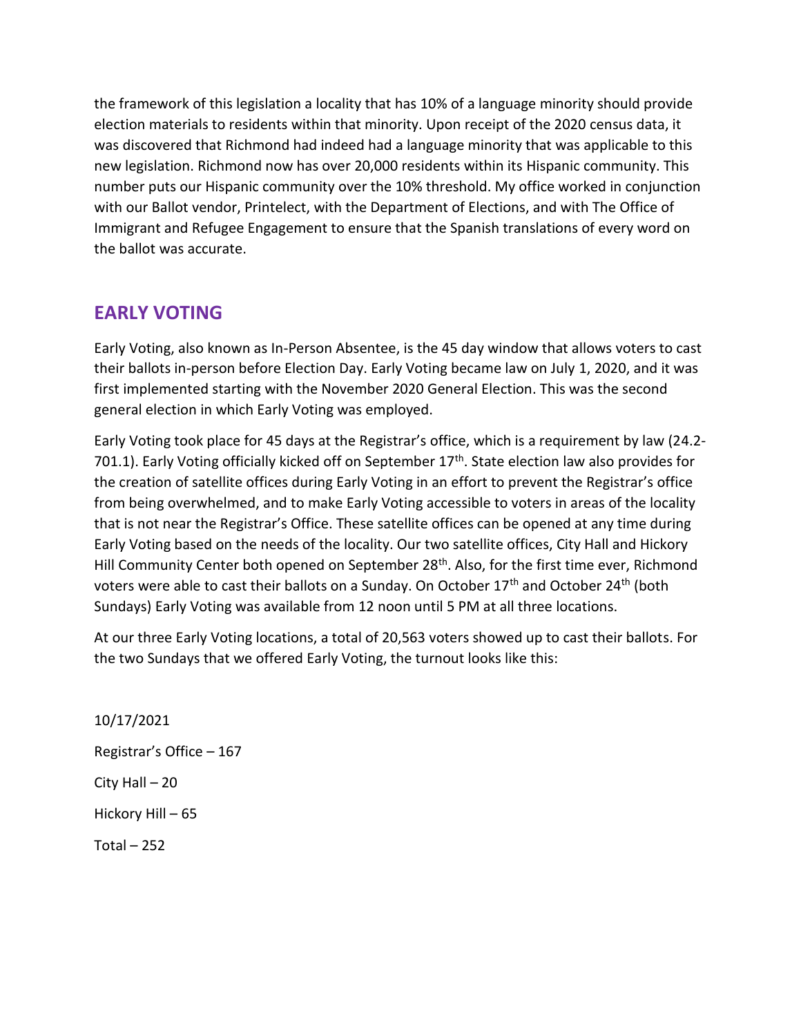the framework of this legislation a locality that has 10% of a language minority should provide election materials to residents within that minority. Upon receipt of the 2020 census data, it was discovered that Richmond had indeed had a language minority that was applicable to this new legislation. Richmond now has over 20,000 residents within its Hispanic community. This number puts our Hispanic community over the 10% threshold. My office worked in conjunction with our Ballot vendor, Printelect, with the Department of Elections, and with The Office of Immigrant and Refugee Engagement to ensure that the Spanish translations of every word on the ballot was accurate.

## EARLY VOTING

Early Voting, also known as In-Person Absentee, is the 45 day window that allows voters to cast their ballots in-person before Election Day. Early Voting became law on July 1, 2020, and it was first implemented starting with the November 2020 General Election. This was the second general election in which Early Voting was employed.

Early Voting took place for 45 days at the Registrar's office, which is a requirement by law (24.2-701.1). Early Voting officially kicked off on September 17th. State election law also provides for the creation of satellite offices during Early Voting in an effort to prevent the Registrar's office from being overwhelmed, and to make Early Voting accessible to voters in areas of the locality that is not near the Registrar's Office. These satellite offices can be opened at any time during Early Voting based on the needs of the locality. Our two satellite offices, City Hall and Hickory Hill Community Center both opened on September 28th. Also, for the first time ever, Richmond voters were able to cast their ballots on a Sunday. On October 17th and October 24th (both Sundays) Early Voting was available from 12 noon until 5 PM at all three locations.

At our three Early Voting locations, a total of 20,563 voters showed up to cast their ballots. For the two Sundays that we offered Early Voting, the turnout looks like this:

10/17/2021

Registrar's Office – 167

City Hall – 20

Hickory Hill – 65

Total – 252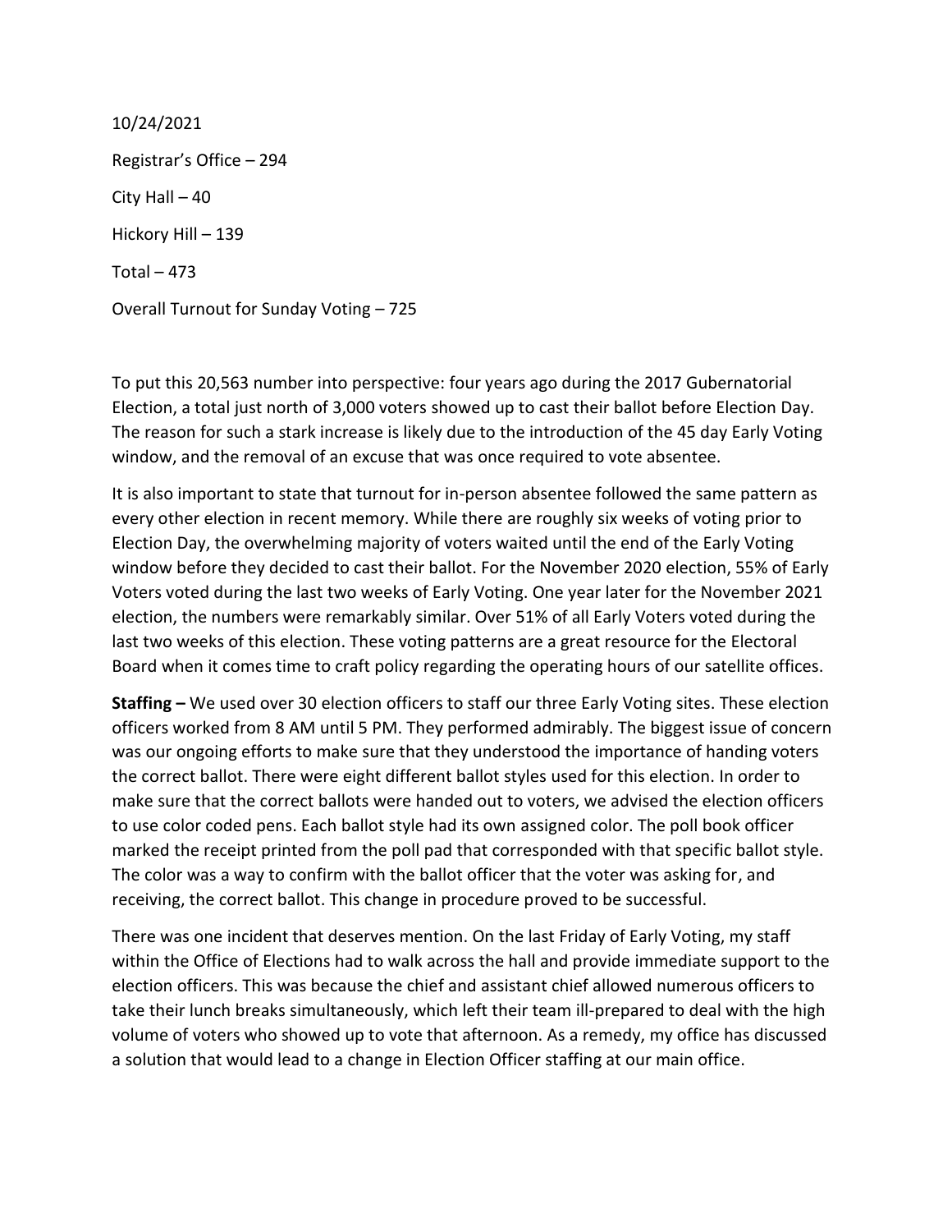10/24/2021

Registrar's Office – 294

City Hall – 40

Hickory Hill – 139

Total – 473

Overall Turnout for Sunday Voting – 725

To put this 20,563 number into perspective: four years ago during the 2017 Gubernatorial Election, a total just north of 3,000 voters showed up to cast their ballot before Election Day. The reason for such a stark increase is likely due to the introduction of the 45 day Early Voting window, and the removal of an excuse that was once required to vote absentee.

It is also important to state that turnout for in-person absentee followed the same pattern as every other election in recent memory. While there are roughly six weeks of voting prior to Election Day, the overwhelming majority of voters waited until the end of the Early Voting window before they decided to cast their ballot. For the November 2020 election, 55% of Early Voters voted during the last two weeks of Early Voting. One year later for the November 2021 election, the numbers were remarkably similar. Over 51% of all Early Voters voted during the last two weeks of this election. These voting patterns are a great resource for the Electoral Board when it comes time to craft policy regarding the operating hours of our satellite offices.

**Staffing –** We used over 30 election officers to staff our three Early Voting sites. These election officers worked from 8 AM until 5 PM. They performed admirably. The biggest issue of concern was our ongoing efforts to make sure that they understood the importance of handing voters the correct ballot. There were eight different ballot styles used for this election. In order to make sure that the correct ballots were handed out to voters, we advised the election officers to use color coded pens. Each ballot style had its own assigned color. The poll book officer marked the receipt printed from the poll pad that corresponded with that specific ballot style. The color was a way to confirm with the ballot officer that the voter was asking for, and receiving, the correct ballot. This change in procedure proved to be successful.

There was one incident that deserves mention. On the last Friday of Early Voting, my staff within the Office of Elections had to walk across the hall and provide immediate support to the election officers. This was because the chief and assistant chief allowed numerous officers to take their lunch breaks simultaneously, which left their team ill-prepared to deal with the high volume of voters who showed up to vote that afternoon. As a remedy, my office has discussed a solution that would lead to a change in Election Officer staffing at our main office.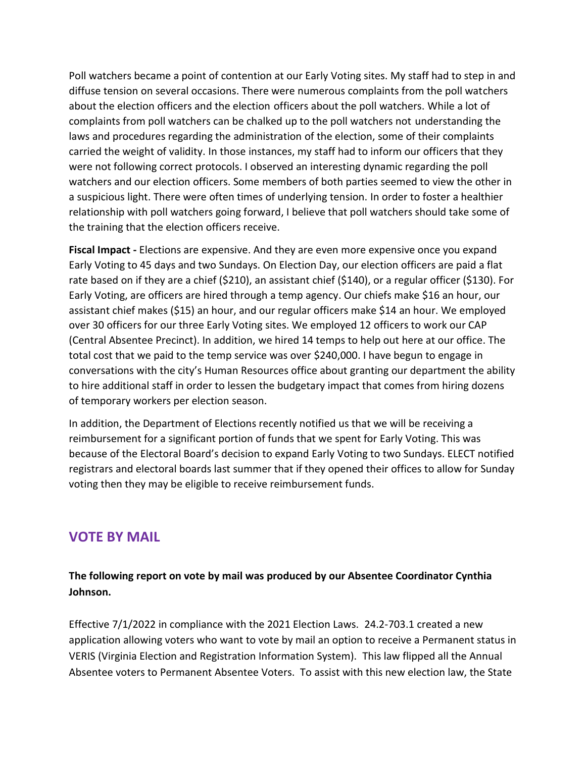Poll watchers became a point of contention at our Early Voting sites. My staff had to step in and diffuse tension on several occasions. There were numerous complaints from the poll watchers about the election officers and the election officers about the poll watchers. While a lot of complaints from poll watchers can be chalked up to the poll watchers not understanding the laws and procedures regarding the administration of the election, some of their complaints carried the weight of validity. In those instances, my staff had to inform our officers that they were not following correct protocols. I observed an interesting dynamic regarding the poll watchers and our election officers. Some members of both parties seemed to view the other in a suspicious light. There were often times of underlying tension. In order to foster a healthier relationship with poll watchers going forward, I believe that poll watchers should take some of the training that the election officers receive.

**Fiscal Impact -** Elections are expensive. And they are even more expensive once you expand Early Voting to 45 days and two Sundays. On Election Day, our election officers are paid a flat rate based on if they are a chief ($210), an assistant chief ($140), or a regular officer ($130). For Early Voting, are officers are hired through a temp agency. Our chiefs make $16 an hour, our assistant chief makes ($15) an hour, and our regular officers make $14 an hour. We employed over 30 officers for our three Early Voting sites. We employed 12 officers to work our CAP (Central Absentee Precinct). In addition, we hired 14 temps to help out here at our office. The total cost that we paid to the temp service was over $240,000. I have begun to engage in conversations with the city's Human Resources office about granting our department the ability to hire additional staff in order to lessen the budgetary impact that comes from hiring dozens of temporary workers per election season.

In addition, the Department of Elections recently notified us that we will be receiving a reimbursement for a significant portion of funds that we spent for Early Voting. This was because of the Electoral Board's decision to expand Early Voting to two Sundays. ELECT notified registrars and electoral boards last summer that if they opened their offices to allow for Sunday voting then they may be eligible to receive reimbursement funds.

## VOTE BY MAIL

**The following report on vote by mail was produced by our Absentee Coordinator Cynthia Johnson.**

Effective 7/1/2022 in compliance with the 2021 Election Laws. 24.2-703.1 created a new application allowing voters who want to vote by mail an option to receive a Permanent status in VERIS (Virginia Election and Registration Information System). This law flipped all the Annual Absentee voters to Permanent Absentee Voters. To assist with this new election law, the State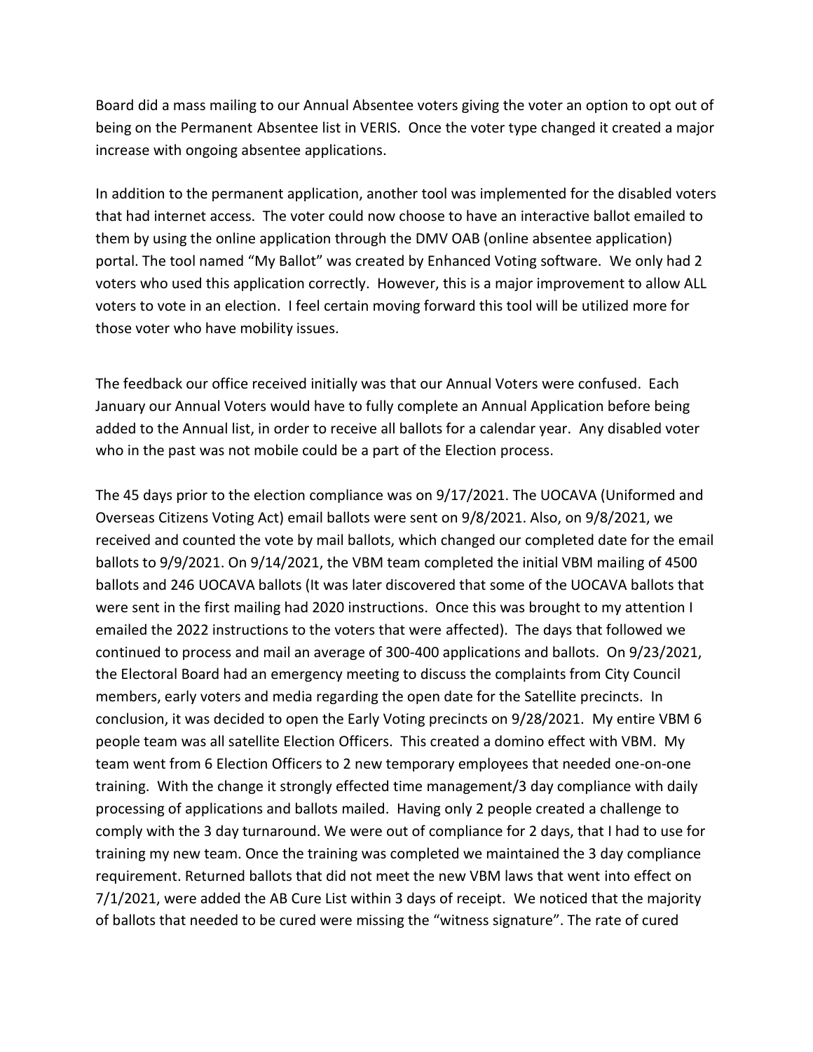Board did a mass mailing to our Annual Absentee voters giving the voter an option to opt out of being on the Permanent Absentee list in VERIS. Once the voter type changed it created a major increase with ongoing absentee applications.

In addition to the permanent application, another tool was implemented for the disabled voters that had internet access. The voter could now choose to have an interactive ballot emailed to them by using the online application through the DMV OAB (online absentee application) portal. The tool named "My Ballot" was created by Enhanced Voting software. We only had 2 voters who used this application correctly. However, this is a major improvement to allow ALL voters to vote in an election. I feel certain moving forward this tool will be utilized more for those voter who have mobility issues.

The feedback our office received initially was that our Annual Voters were confused. Each January our Annual Voters would have to fully complete an Annual Application before being added to the Annual list, in order to receive all ballots for a calendar year. Any disabled voter who in the past was not mobile could be a part of the Election process.

The 45 days prior to the election compliance was on 9/17/2021. The UOCAVA (Uniformed and Overseas Citizens Voting Act) email ballots were sent on 9/8/2021. Also, on 9/8/2021, we received and counted the vote by mail ballots, which changed our completed date for the email ballots to 9/9/2021. On 9/14/2021, the VBM team completed the initial VBM mailing of 4500 ballots and 246 UOCAVA ballots (It was later discovered that some of the UOCAVA ballots that were sent in the first mailing had 2020 instructions. Once this was brought to my attention I emailed the 2022 instructions to the voters that were affected). The days that followed we continued to process and mail an average of 300-400 applications and ballots. On 9/23/2021, the Electoral Board had an emergency meeting to discuss the complaints from City Council members, early voters and media regarding the open date for the Satellite precincts. In conclusion, it was decided to open the Early Voting precincts on 9/28/2021. My entire VBM 6 people team was all satellite Election Officers. This created a domino effect with VBM. My team went from 6 Election Officers to 2 new temporary employees that needed one-on-one training. With the change it strongly effected time management/3 day compliance with daily processing of applications and ballots mailed. Having only 2 people created a challenge to comply with the 3 day turnaround. We were out of compliance for 2 days, that I had to use for training my new team. Once the training was completed we maintained the 3 day compliance requirement. Returned ballots that did not meet the new VBM laws that went into effect on 7/1/2021, were added the AB Cure List within 3 days of receipt. We noticed that the majority of ballots that needed to be cured were missing the "witness signature". The rate of cured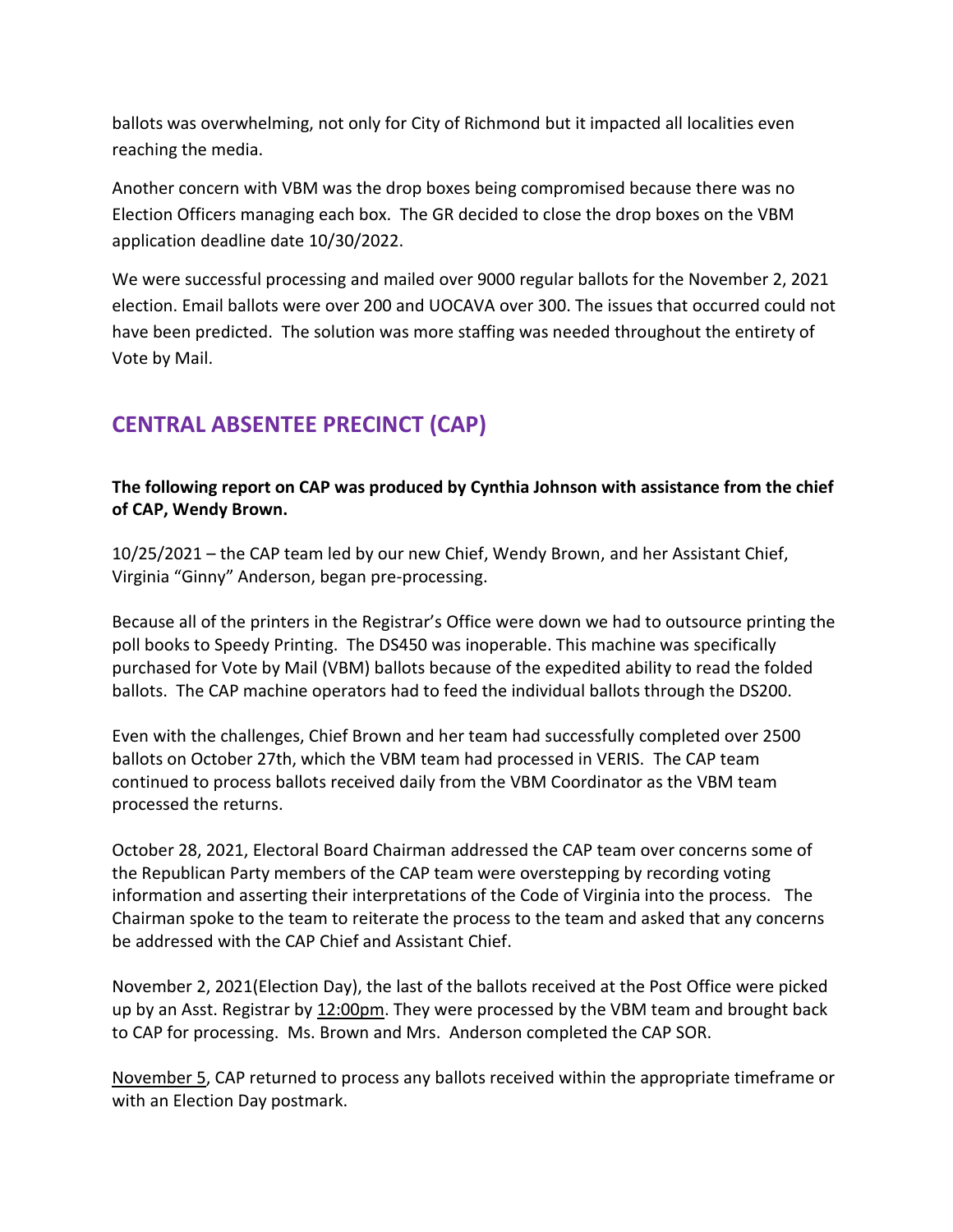ballots was overwhelming, not only for City of Richmond but it impacted all localities even reaching the media.

Another concern with VBM was the drop boxes being compromised because there was no Election Officers managing each box. The GR decided to close the drop boxes on the VBM application deadline date 10/30/2022.

We were successful processing and mailed over 9000 regular ballots for the November 2, 2021 election. Email ballots were over 200 and UOCAVA over 300. The issues that occurred could not have been predicted. The solution was more staffing was needed throughout the entirety of Vote by Mail.

## CENTRAL ABSENTEE PRECINCT (CAP)

**The following report on CAP was produced by Cynthia Johnson with assistance from the chief of CAP, Wendy Brown.**

10/25/2021 – the CAP team led by our new Chief, Wendy Brown, and her Assistant Chief, Virginia "Ginny" Anderson, began pre-processing.

Because all of the printers in the Registrar's Office were down we had to outsource printing the poll books to Speedy Printing. The DS450 was inoperable. This machine was specifically purchased for Vote by Mail (VBM) ballots because of the expedited ability to read the folded ballots. The CAP machine operators had to feed the individual ballots through the DS200.

Even with the challenges, Chief Brown and her team had successfully completed over 2500 ballots on October 27th, which the VBM team had processed in VERIS. The CAP team continued to process ballots received daily from the VBM Coordinator as the VBM team processed the returns.

October 28, 2021, Electoral Board Chairman addressed the CAP team over concerns some of the Republican Party members of the CAP team were overstepping by recording voting information and asserting their interpretations of the Code of Virginia into the process. The Chairman spoke to the team to reiterate the process to the team and asked that any concerns be addressed with the CAP Chief and Assistant Chief.

November 2, 2021(Election Day), the last of the ballots received at the Post Office were picked up by an Asst. Registrar by 12:00pm. They were processed by the VBM team and brought back to CAP for processing. Ms. Brown and Mrs. Anderson completed the CAP SOR.

November 5, CAP returned to process any ballots received within the appropriate timeframe or with an Election Day postmark.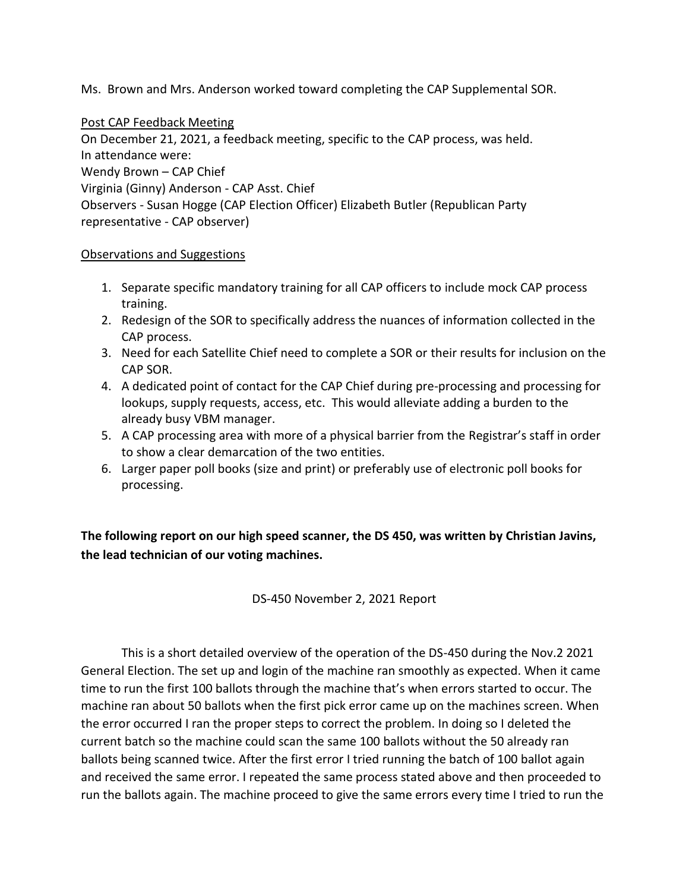Ms. Brown and Mrs. Anderson worked toward completing the CAP Supplemental SOR.

Post CAP Feedback Meeting

On December 21, 2021, a feedback meeting, specific to the CAP process, was held.
In attendance were:
Wendy Brown – CAP Chief
Virginia (Ginny) Anderson - CAP Asst. Chief
Observers - Susan Hogge (CAP Election Officer) Elizabeth Butler (Republican Party representative - CAP observer)

Observations and Suggestions

1. Separate specific mandatory training for all CAP officers to include mock CAP process training.
2. Redesign of the SOR to specifically address the nuances of information collected in the CAP process.
3. Need for each Satellite Chief need to complete a SOR or their results for inclusion on the CAP SOR.
4. A dedicated point of contact for the CAP Chief during pre-processing and processing for lookups, supply requests, access, etc. This would alleviate adding a burden to the already busy VBM manager.
5. A CAP processing area with more of a physical barrier from the Registrar's staff in order to show a clear demarcation of the two entities.
6. Larger paper poll books (size and print) or preferably use of electronic poll books for processing.

**The following report on our high speed scanner, the DS 450, was written by Christian Javins, the lead technician of our voting machines.**

DS-450 November 2, 2021 Report

This is a short detailed overview of the operation of the DS-450 during the Nov.2 2021 General Election. The set up and login of the machine ran smoothly as expected. When it came time to run the first 100 ballots through the machine that's when errors started to occur. The machine ran about 50 ballots when the first pick error came up on the machines screen. When the error occurred I ran the proper steps to correct the problem. In doing so I deleted the current batch so the machine could scan the same 100 ballots without the 50 already ran ballots being scanned twice. After the first error I tried running the batch of 100 ballot again and received the same error. I repeated the same process stated above and then proceeded to run the ballots again. The machine proceed to give the same errors every time I tried to run the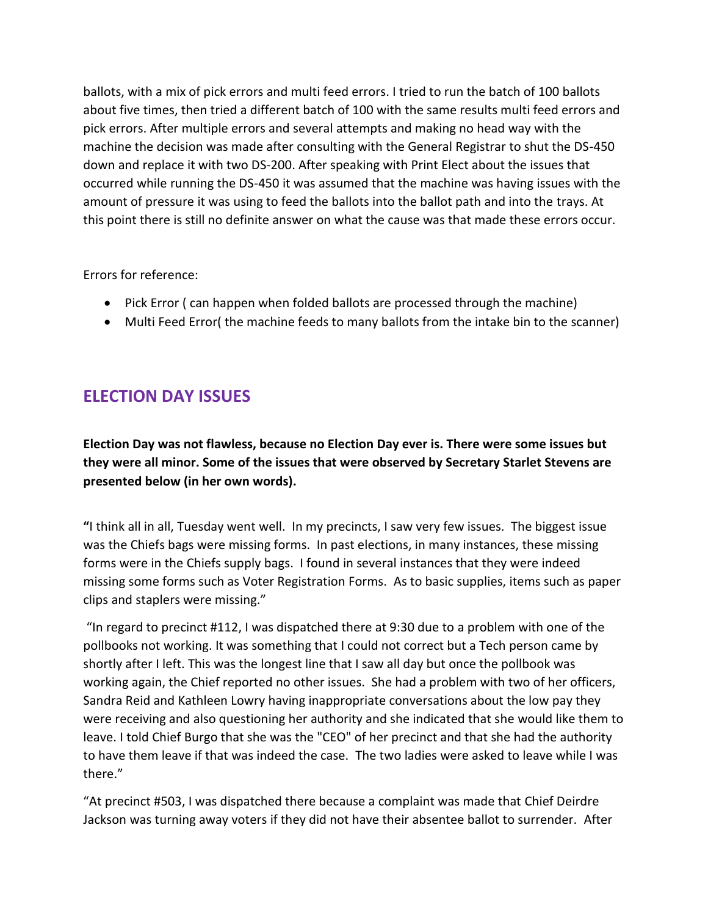ballots, with a mix of pick errors and multi feed errors. I tried to run the batch of 100 ballots about five times, then tried a different batch of 100 with the same results multi feed errors and pick errors. After multiple errors and several attempts and making no head way with the machine the decision was made after consulting with the General Registrar to shut the DS-450 down and replace it with two DS-200. After speaking with Print Elect about the issues that occurred while running the DS-450 it was assumed that the machine was having issues with the amount of pressure it was using to feed the ballots into the ballot path and into the trays. At this point there is still no definite answer on what the cause was that made these errors occur.

Errors for reference:

- Pick Error ( can happen when folded ballots are processed through the machine)
- Multi Feed Error( the machine feeds to many ballots from the intake bin to the scanner)

## ELECTION DAY ISSUES

**Election Day was not flawless, because no Election Day ever is. There were some issues but they were all minor. Some of the issues that were observed by Secretary Starlet Stevens are presented below (in her own words).**

**"**I think all in all, Tuesday went well. In my precincts, I saw very few issues. The biggest issue was the Chiefs bags were missing forms. In past elections, in many instances, these missing forms were in the Chiefs supply bags. I found in several instances that they were indeed missing some forms such as Voter Registration Forms. As to basic supplies, items such as paper clips and staplers were missing."

"In regard to precinct #112, I was dispatched there at 9:30 due to a problem with one of the pollbooks not working. It was something that I could not correct but a Tech person came by shortly after I left. This was the longest line that I saw all day but once the pollbook was working again, the Chief reported no other issues. She had a problem with two of her officers, Sandra Reid and Kathleen Lowry having inappropriate conversations about the low pay they were receiving and also questioning her authority and she indicated that she would like them to leave. I told Chief Burgo that she was the "CEO" of her precinct and that she had the authority to have them leave if that was indeed the case. The two ladies were asked to leave while I was there."

"At precinct #503, I was dispatched there because a complaint was made that Chief Deirdre Jackson was turning away voters if they did not have their absentee ballot to surrender. After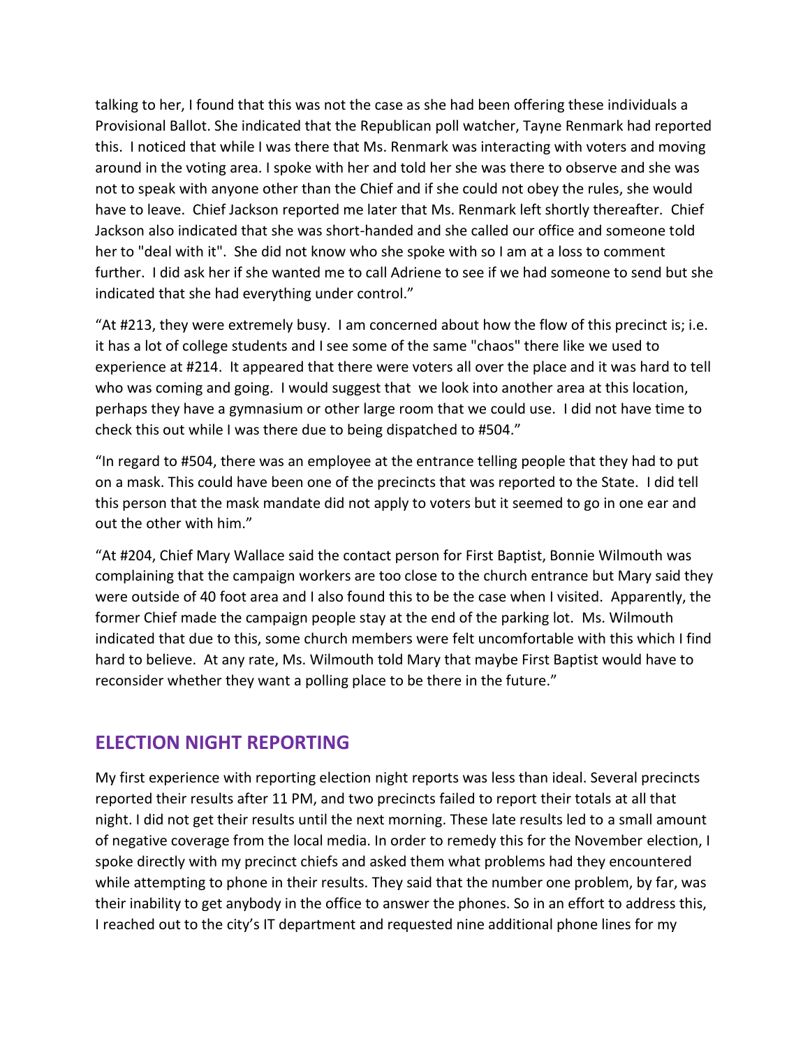talking to her, I found that this was not the case as she had been offering these individuals a Provisional Ballot. She indicated that the Republican poll watcher, Tayne Renmark had reported this. I noticed that while I was there that Ms. Renmark was interacting with voters and moving around in the voting area. I spoke with her and told her she was there to observe and she was not to speak with anyone other than the Chief and if she could not obey the rules, she would have to leave. Chief Jackson reported me later that Ms. Renmark left shortly thereafter. Chief Jackson also indicated that she was short-handed and she called our office and someone told her to "deal with it". She did not know who she spoke with so I am at a loss to comment further. I did ask her if she wanted me to call Adriene to see if we had someone to send but she indicated that she had everything under control."

"At #213, they were extremely busy. I am concerned about how the flow of this precinct is; i.e. it has a lot of college students and I see some of the same "chaos" there like we used to experience at #214. It appeared that there were voters all over the place and it was hard to tell who was coming and going. I would suggest that we look into another area at this location, perhaps they have a gymnasium or other large room that we could use. I did not have time to check this out while I was there due to being dispatched to #504."

"In regard to #504, there was an employee at the entrance telling people that they had to put on a mask. This could have been one of the precincts that was reported to the State. I did tell this person that the mask mandate did not apply to voters but it seemed to go in one ear and out the other with him."

"At #204, Chief Mary Wallace said the contact person for First Baptist, Bonnie Wilmouth was complaining that the campaign workers are too close to the church entrance but Mary said they were outside of 40 foot area and I also found this to be the case when I visited. Apparently, the former Chief made the campaign people stay at the end of the parking lot. Ms. Wilmouth indicated that due to this, some church members were felt uncomfortable with this which I find hard to believe. At any rate, Ms. Wilmouth told Mary that maybe First Baptist would have to reconsider whether they want a polling place to be there in the future."

## ELECTION NIGHT REPORTING

My first experience with reporting election night reports was less than ideal. Several precincts reported their results after 11 PM, and two precincts failed to report their totals at all that night. I did not get their results until the next morning. These late results led to a small amount of negative coverage from the local media. In order to remedy this for the November election, I spoke directly with my precinct chiefs and asked them what problems had they encountered while attempting to phone in their results. They said that the number one problem, by far, was their inability to get anybody in the office to answer the phones. So in an effort to address this, I reached out to the city's IT department and requested nine additional phone lines for my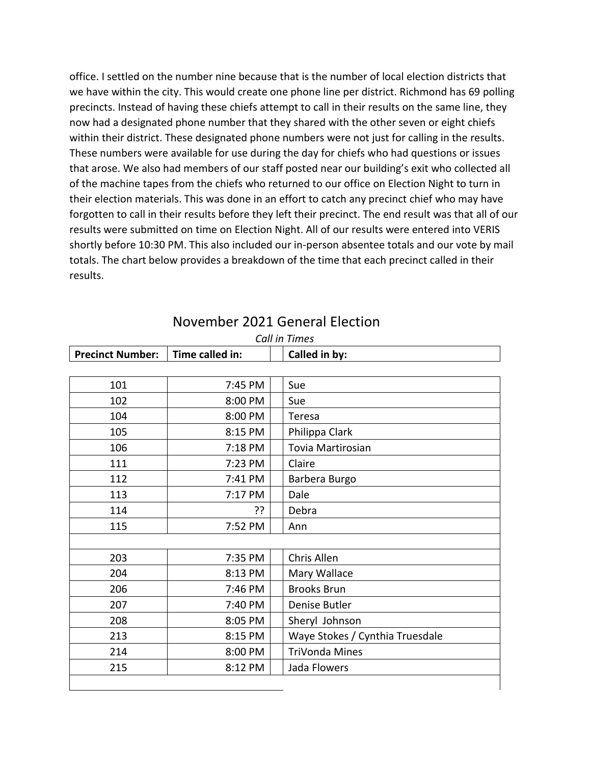office. I settled on the number nine because that is the number of local election districts that we have within the city. This would create one phone line per district. Richmond has 69 polling precincts. Instead of having these chiefs attempt to call in their results on the same line, they now had a designated phone number that they shared with the other seven or eight chiefs within their district. These designated phone numbers were not just for calling in the results. These numbers were available for use during the day for chiefs who had questions or issues that arose. We also had members of our staff posted near our building's exit who collected all of the machine tapes from the chiefs who returned to our office on Election Night to turn in their election materials. This was done in an effort to catch any precinct chief who may have forgotten to call in their results before they left their precinct. The end result was that all of our results were submitted on time on Election Night. All of our results were entered into VERIS shortly before 10:30 PM. This also included our in-person absentee totals and our vote by mail totals. The chart below provides a breakdown of the time that each precinct called in their results.

## November 2021 General Election

*Call in Times*

| Precinct Number: | Time called in: | Called in by: |
|---|---|---|
| 101 | 7:45 PM | Sue |
| 102 | 8:00 PM | Sue |
| 104 | 8:00 PM | Teresa |
| 105 | 8:15 PM | Philippa Clark |
| 106 | 7:18 PM | Tovia Martirosian |
| 111 | 7:23 PM | Claire |
| 112 | 7:41 PM | Barbera Burgo |
| 113 | 7:17 PM | Dale |
| 114 | ?? | Debra |
| 115 | 7:52 PM | Ann |
| | | |
| 203 | 7:35 PM | Chris Allen |
| 204 | 8:13 PM | Mary Wallace |
| 206 | 7:46 PM | Brooks Brun |
| 207 | 7:40 PM | Denise Butler |
| 208 | 8:05 PM | Sheryl Johnson |
| 213 | 8:15 PM | Waye Stokes / Cynthia Truesdale |
| 214 | 8:00 PM | TriVonda Mines |
| 215 | 8:12 PM | Jada Flowers |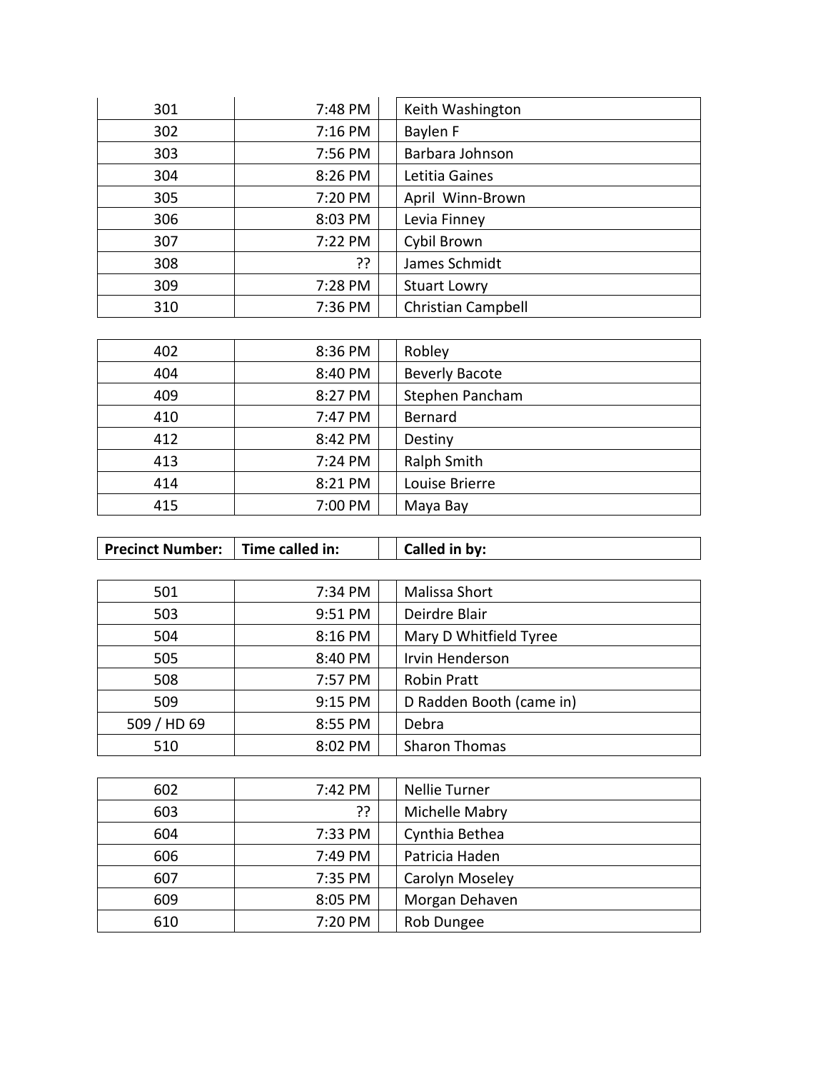| Precinct Number: | Time called in: | | Called in by: |
|---|---|---|---|
| 301 | 7:48 PM | | Keith Washington |
| 302 | 7:16 PM | | Baylen F |
| 303 | 7:56 PM | | Barbara Johnson |
| 304 | 8:26 PM | | Letitia Gaines |
| 305 | 7:20 PM | | April Winn-Brown |
| 306 | 8:03 PM | | Levia Finney |
| 307 | 7:22 PM | | Cybil Brown |
| 308 | ?? | | James Schmidt |
| 309 | 7:28 PM | | Stuart Lowry |
| 310 | 7:36 PM | | Christian Campbell |
| 402 | 8:36 PM | | Robley |
| 404 | 8:40 PM | | Beverly Bacote |
| 409 | 8:27 PM | | Stephen Pancham |
| 410 | 7:47 PM | | Bernard |
| 412 | 8:42 PM | | Destiny |
| 413 | 7:24 PM | | Ralph Smith |
| 414 | 8:21 PM | | Louise Brierre |
| 415 | 7:00 PM | | Maya Bay |
| 501 | 7:34 PM | | Malissa Short |
| 503 | 9:51 PM | | Deirdre Blair |
| 504 | 8:16 PM | | Mary D Whitfield Tyree |
| 505 | 8:40 PM | | Irvin Henderson |
| 508 | 7:57 PM | | Robin Pratt |
| 509 | 9:15 PM | | D Radden Booth (came in) |
| 509 / HD 69 | 8:55 PM | | Debra |
| 510 | 8:02 PM | | Sharon Thomas |
| 602 | 7:42 PM | | Nellie Turner |
| 603 | ?? | | Michelle Mabry |
| 604 | 7:33 PM | | Cynthia Bethea |
| 606 | 7:49 PM | | Patricia Haden |
| 607 | 7:35 PM | | Carolyn Moseley |
| 609 | 8:05 PM | | Morgan Dehaven |
| 610 | 7:20 PM | | Rob Dungee |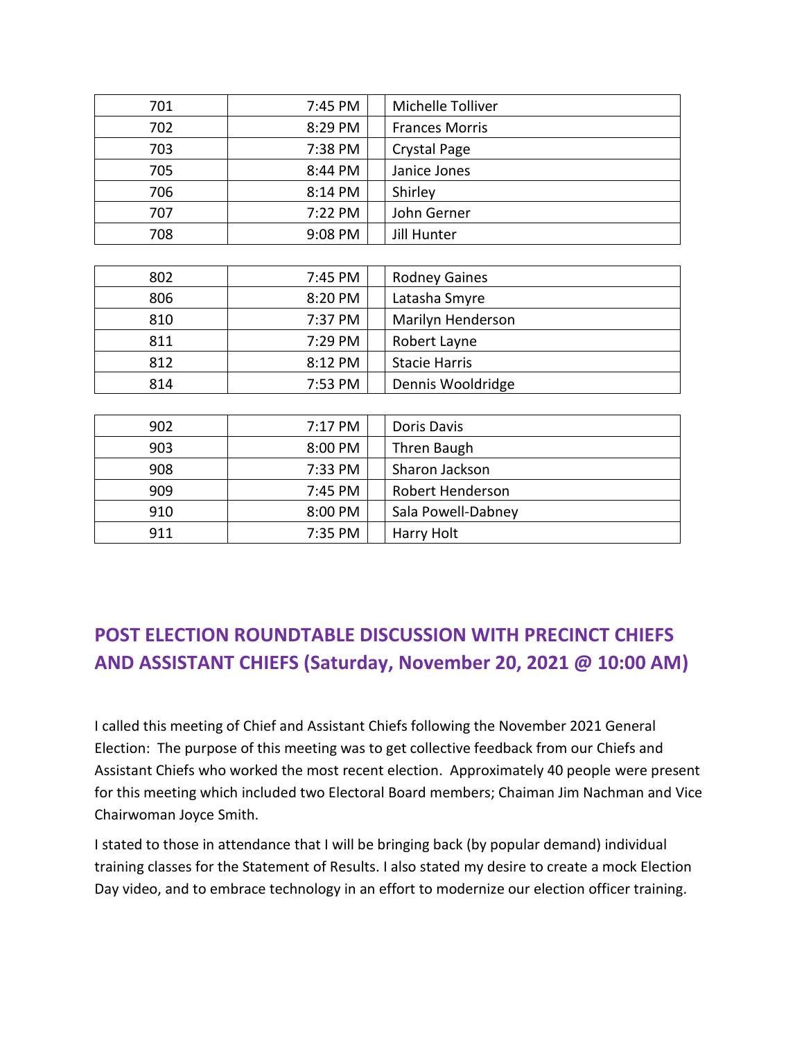| 701 | 7:45 PM | | Michelle Tolliver |
|---|---|---|---|
| 702 | 8:29 PM | | Frances Morris |
| 703 | 7:38 PM | | Crystal Page |
| 705 | 8:44 PM | | Janice Jones |
| 706 | 8:14 PM | | Shirley |
| 707 | 7:22 PM | | John Gerner |
| 708 | 9:08 PM | | Jill Hunter |

| 802 | 7:45 PM | | Rodney Gaines |
|---|---|---|---|
| 806 | 8:20 PM | | Latasha Smyre |
| 810 | 7:37 PM | | Marilyn Henderson |
| 811 | 7:29 PM | | Robert Layne |
| 812 | 8:12 PM | | Stacie Harris |
| 814 | 7:53 PM | | Dennis Wooldridge |

| 902 | 7:17 PM | | Doris Davis |
|---|---|---|---|
| 903 | 8:00 PM | | Thren Baugh |
| 908 | 7:33 PM | | Sharon Jackson |
| 909 | 7:45 PM | | Robert Henderson |
| 910 | 8:00 PM | | Sala Powell-Dabney |
| 911 | 7:35 PM | | Harry Holt |

## POST ELECTION ROUNDTABLE DISCUSSION WITH PRECINCT CHIEFS AND ASSISTANT CHIEFS (Saturday, November 20, 2021 @ 10:00 AM)

I called this meeting of Chief and Assistant Chiefs following the November 2021 General Election: The purpose of this meeting was to get collective feedback from our Chiefs and Assistant Chiefs who worked the most recent election. Approximately 40 people were present for this meeting which included two Electoral Board members; Chaiman Jim Nachman and Vice Chairwoman Joyce Smith.

I stated to those in attendance that I will be bringing back (by popular demand) individual training classes for the Statement of Results. I also stated my desire to create a mock Election Day video, and to embrace technology in an effort to modernize our election officer training.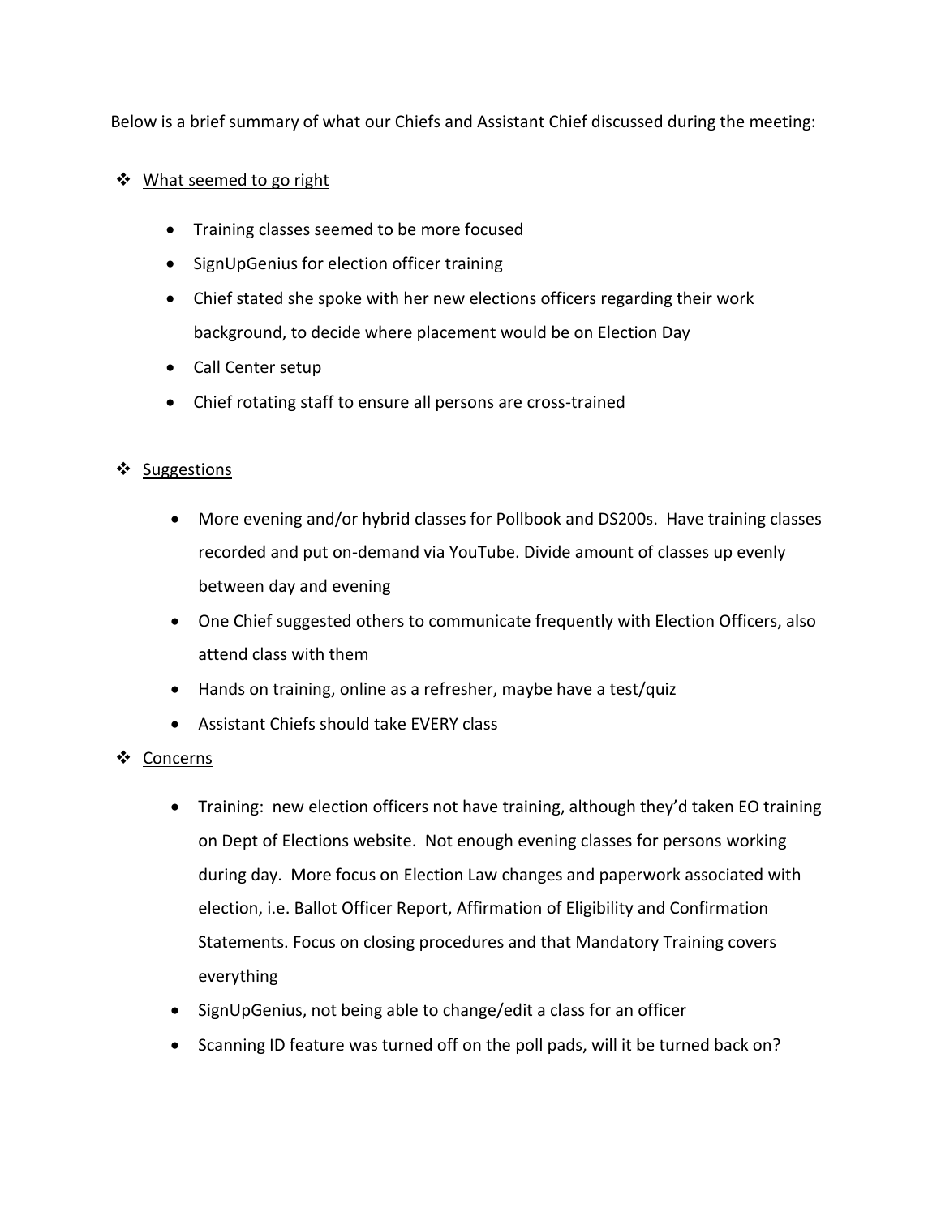Below is a brief summary of what our Chiefs and Assistant Chief discussed during the meeting:

- <u>What seemed to go right</u>

  - Training classes seemed to be more focused
  - SignUpGenius for election officer training
  - Chief stated she spoke with her new elections officers regarding their work background, to decide where placement would be on Election Day
  - Call Center setup
  - Chief rotating staff to ensure all persons are cross-trained

- <u>Suggestions</u>

  - More evening and/or hybrid classes for Pollbook and DS200s. Have training classes recorded and put on-demand via YouTube. Divide amount of classes up evenly between day and evening
  - One Chief suggested others to communicate frequently with Election Officers, also attend class with them
  - Hands on training, online as a refresher, maybe have a test/quiz
  - Assistant Chiefs should take EVERY class

- <u>Concerns</u>

  - Training: new election officers not have training, although they'd taken EO training on Dept of Elections website. Not enough evening classes for persons working during day. More focus on Election Law changes and paperwork associated with election, i.e. Ballot Officer Report, Affirmation of Eligibility and Confirmation Statements. Focus on closing procedures and that Mandatory Training covers everything
  - SignUpGenius, not being able to change/edit a class for an officer
  - Scanning ID feature was turned off on the poll pads, will it be turned back on?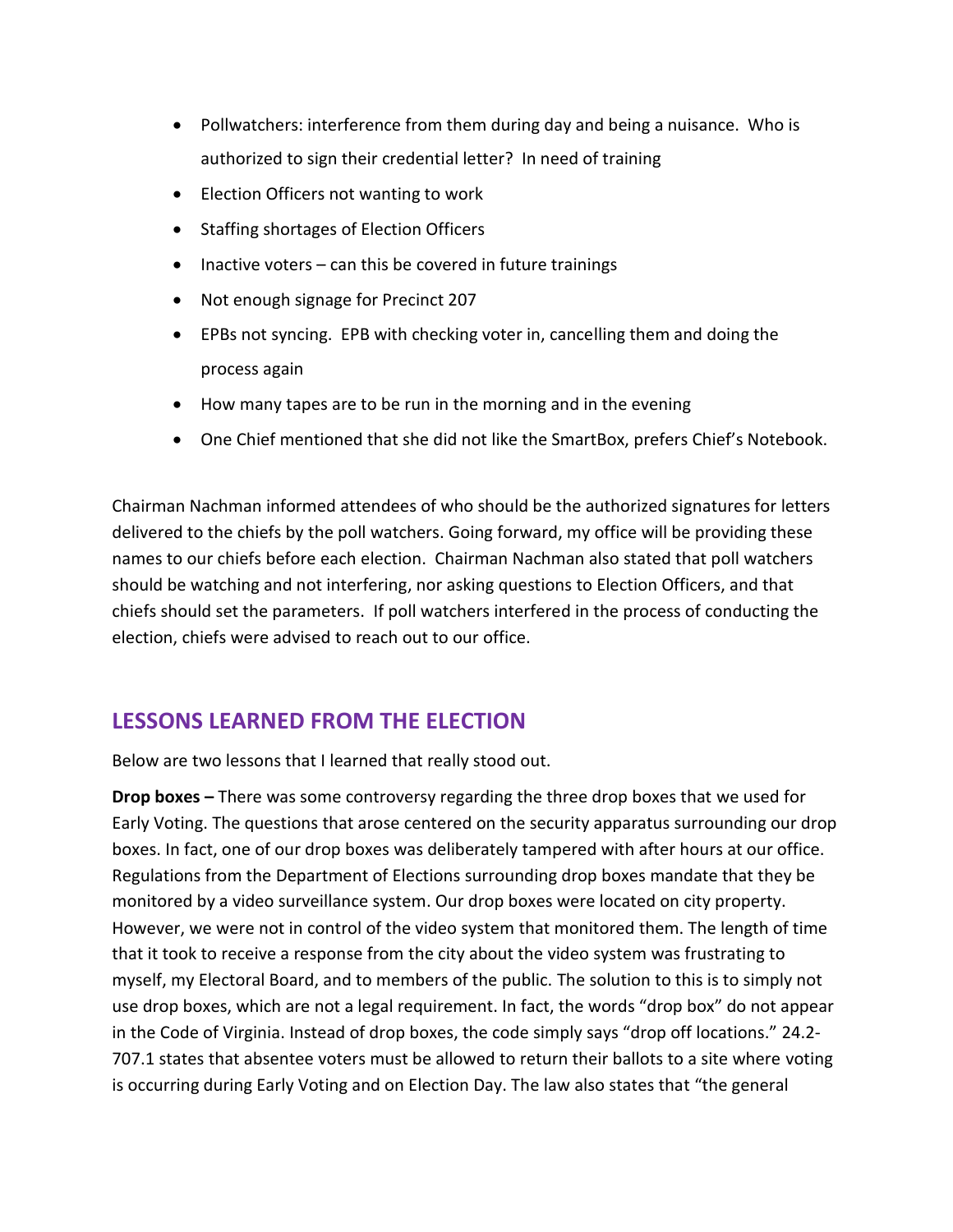- Pollwatchers: interference from them during day and being a nuisance. Who is authorized to sign their credential letter? In need of training
- Election Officers not wanting to work
- Staffing shortages of Election Officers
- Inactive voters – can this be covered in future trainings
- Not enough signage for Precinct 207
- EPBs not syncing. EPB with checking voter in, cancelling them and doing the process again
- How many tapes are to be run in the morning and in the evening
- One Chief mentioned that she did not like the SmartBox, prefers Chief's Notebook.

Chairman Nachman informed attendees of who should be the authorized signatures for letters delivered to the chiefs by the poll watchers. Going forward, my office will be providing these names to our chiefs before each election. Chairman Nachman also stated that poll watchers should be watching and not interfering, nor asking questions to Election Officers, and that chiefs should set the parameters. If poll watchers interfered in the process of conducting the election, chiefs were advised to reach out to our office.

## LESSONS LEARNED FROM THE ELECTION

Below are two lessons that I learned that really stood out.

**Drop boxes –** There was some controversy regarding the three drop boxes that we used for Early Voting. The questions that arose centered on the security apparatus surrounding our drop boxes. In fact, one of our drop boxes was deliberately tampered with after hours at our office. Regulations from the Department of Elections surrounding drop boxes mandate that they be monitored by a video surveillance system. Our drop boxes were located on city property. However, we were not in control of the video system that monitored them. The length of time that it took to receive a response from the city about the video system was frustrating to myself, my Electoral Board, and to members of the public. The solution to this is to simply not use drop boxes, which are not a legal requirement. In fact, the words "drop box" do not appear in the Code of Virginia. Instead of drop boxes, the code simply says "drop off locations." 24.2-707.1 states that absentee voters must be allowed to return their ballots to a site where voting is occurring during Early Voting and on Election Day. The law also states that "the general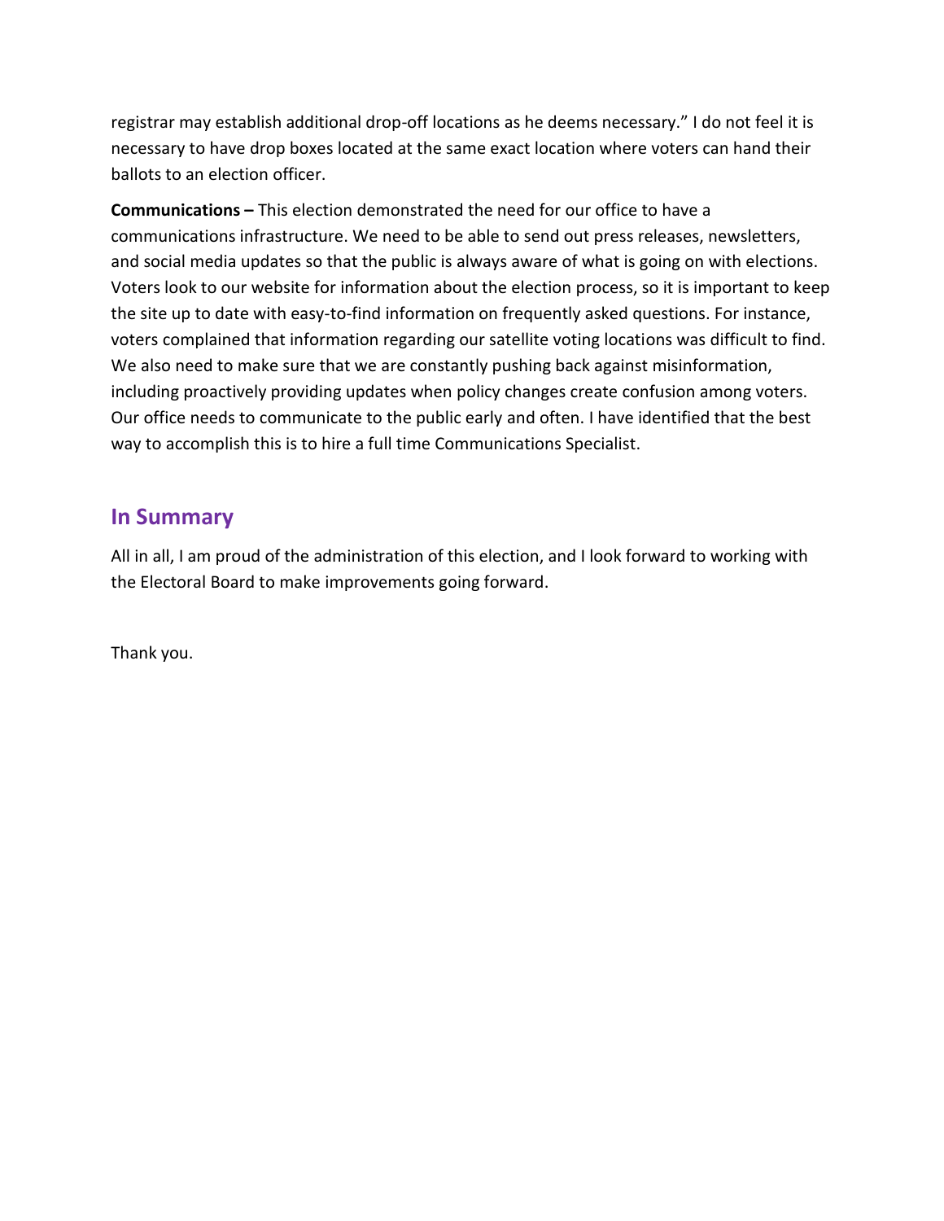registrar may establish additional drop-off locations as he deems necessary." I do not feel it is necessary to have drop boxes located at the same exact location where voters can hand their ballots to an election officer.

**Communications –** This election demonstrated the need for our office to have a communications infrastructure. We need to be able to send out press releases, newsletters, and social media updates so that the public is always aware of what is going on with elections. Voters look to our website for information about the election process, so it is important to keep the site up to date with easy-to-find information on frequently asked questions. For instance, voters complained that information regarding our satellite voting locations was difficult to find. We also need to make sure that we are constantly pushing back against misinformation, including proactively providing updates when policy changes create confusion among voters. Our office needs to communicate to the public early and often. I have identified that the best way to accomplish this is to hire a full time Communications Specialist.

## In Summary

All in all, I am proud of the administration of this election, and I look forward to working with the Electoral Board to make improvements going forward.

Thank you.